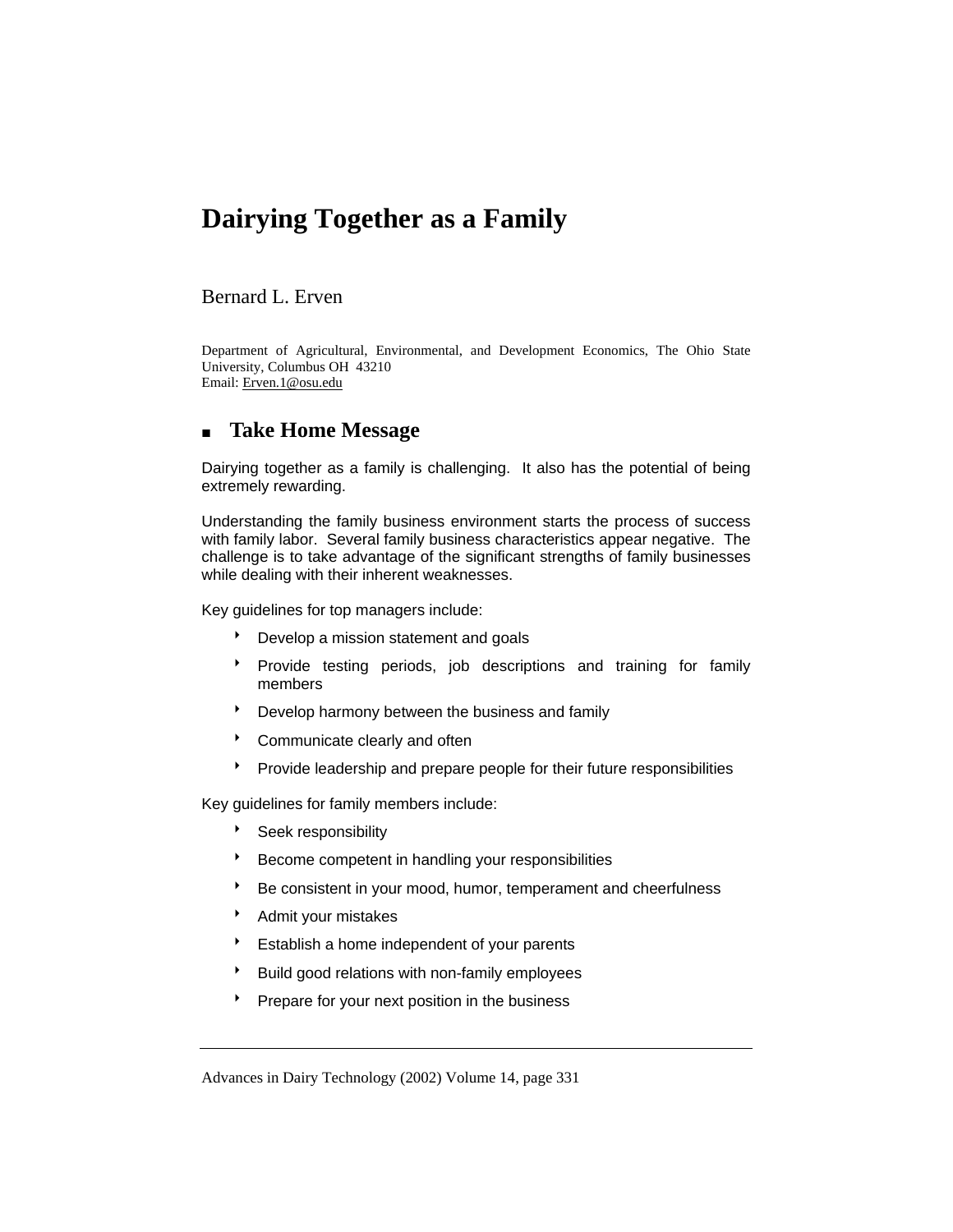# Dairying Together as a Family

Bernard L. Erven

Department of Agricultural, Environmental, and Development Economics, The Ohio State University, Columbus OH 43210
Email: Erven.1@osu.edu

## ■ Take Home Message

Dairying together as a family is challenging. It also has the potential of being extremely rewarding.

Understanding the family business environment starts the process of success with family labor. Several family business characteristics appear negative. The challenge is to take advantage of the significant strengths of family businesses while dealing with their inherent weaknesses.

Key guidelines for top managers include:

- Develop a mission statement and goals
- Provide testing periods, job descriptions and training for family members
- Develop harmony between the business and family
- Communicate clearly and often
- Provide leadership and prepare people for their future responsibilities

Key guidelines for family members include:

- Seek responsibility
- Become competent in handling your responsibilities
- Be consistent in your mood, humor, temperament and cheerfulness
- Admit your mistakes
- Establish a home independent of your parents
- Build good relations with non-family employees
- Prepare for your next position in the business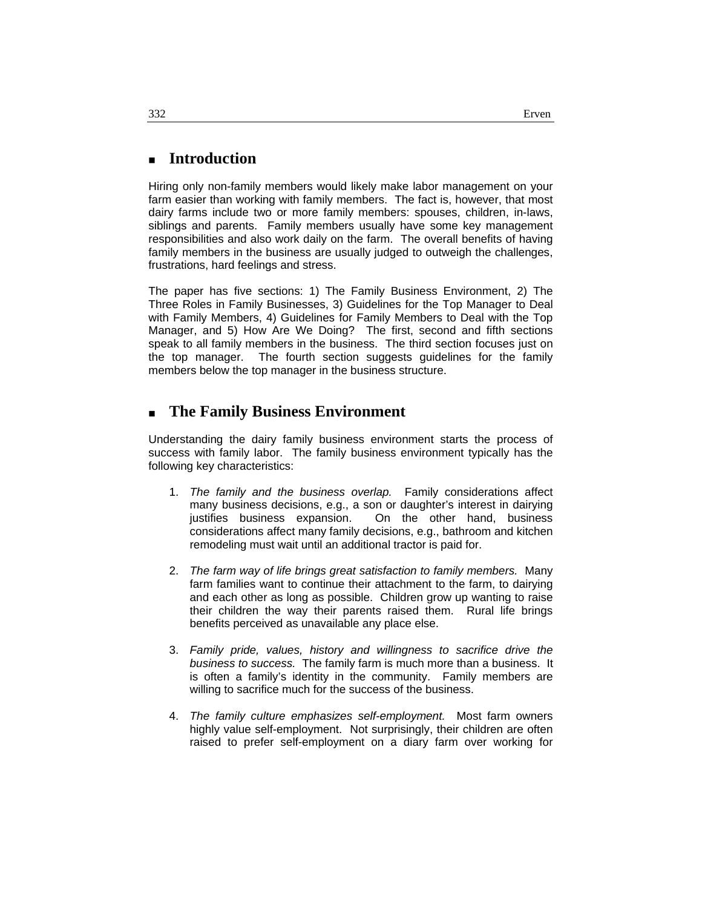## Introduction

Hiring only non-family members would likely make labor management on your farm easier than working with family members. The fact is, however, that most dairy farms include two or more family members: spouses, children, in-laws, siblings and parents. Family members usually have some key management responsibilities and also work daily on the farm. The overall benefits of having family members in the business are usually judged to outweigh the challenges, frustrations, hard feelings and stress.

The paper has five sections: 1) The Family Business Environment, 2) The Three Roles in Family Businesses, 3) Guidelines for the Top Manager to Deal with Family Members, 4) Guidelines for Family Members to Deal with the Top Manager, and 5) How Are We Doing? The first, second and fifth sections speak to all family members in the business. The third section focuses just on the top manager. The fourth section suggests guidelines for the family members below the top manager in the business structure.

## The Family Business Environment

Understanding the dairy family business environment starts the process of success with family labor. The family business environment typically has the following key characteristics:

1. *The family and the business overlap.* Family considerations affect many business decisions, e.g., a son or daughter's interest in dairying justifies business expansion. On the other hand, business considerations affect many family decisions, e.g., bathroom and kitchen remodeling must wait until an additional tractor is paid for.

2. *The farm way of life brings great satisfaction to family members.* Many farm families want to continue their attachment to the farm, to dairying and each other as long as possible. Children grow up wanting to raise their children the way their parents raised them. Rural life brings benefits perceived as unavailable any place else.

3. *Family pride, values, history and willingness to sacrifice drive the business to success.* The family farm is much more than a business. It is often a family's identity in the community. Family members are willing to sacrifice much for the success of the business.

4. *The family culture emphasizes self-employment.* Most farm owners highly value self-employment. Not surprisingly, their children are often raised to prefer self-employment on a diary farm over working for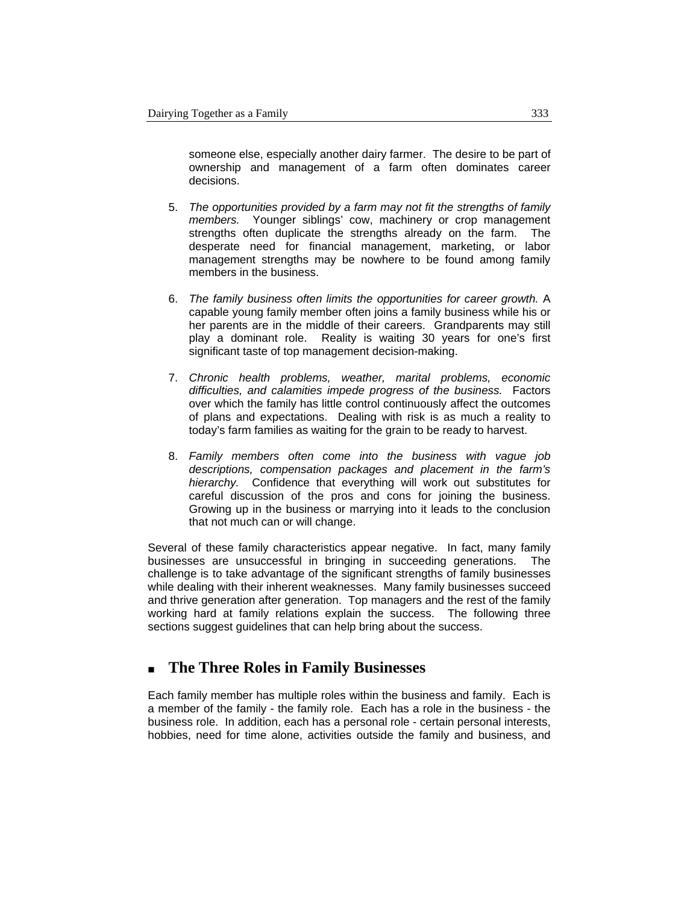someone else, especially another dairy farmer. The desire to be part of ownership and management of a farm often dominates career decisions.

5. *The opportunities provided by a farm may not fit the strengths of family members.* Younger siblings' cow, machinery or crop management strengths often duplicate the strengths already on the farm. The desperate need for financial management, marketing, or labor management strengths may be nowhere to be found among family members in the business.

6. *The family business often limits the opportunities for career growth.* A capable young family member often joins a family business while his or her parents are in the middle of their careers. Grandparents may still play a dominant role. Reality is waiting 30 years for one's first significant taste of top management decision-making.

7. *Chronic health problems, weather, marital problems, economic difficulties, and calamities impede progress of the business.* Factors over which the family has little control continuously affect the outcomes of plans and expectations. Dealing with risk is as much a reality to today's farm families as waiting for the grain to be ready to harvest.

8. *Family members often come into the business with vague job descriptions, compensation packages and placement in the farm's hierarchy.* Confidence that everything will work out substitutes for careful discussion of the pros and cons for joining the business. Growing up in the business or marrying into it leads to the conclusion that not much can or will change.

Several of these family characteristics appear negative. In fact, many family businesses are unsuccessful in bringing in succeeding generations. The challenge is to take advantage of the significant strengths of family businesses while dealing with their inherent weaknesses. Many family businesses succeed and thrive generation after generation. Top managers and the rest of the family working hard at family relations explain the success. The following three sections suggest guidelines that can help bring about the success.

## The Three Roles in Family Businesses

Each family member has multiple roles within the business and family. Each is a member of the family - the family role. Each has a role in the business - the business role. In addition, each has a personal role - certain personal interests, hobbies, need for time alone, activities outside the family and business, and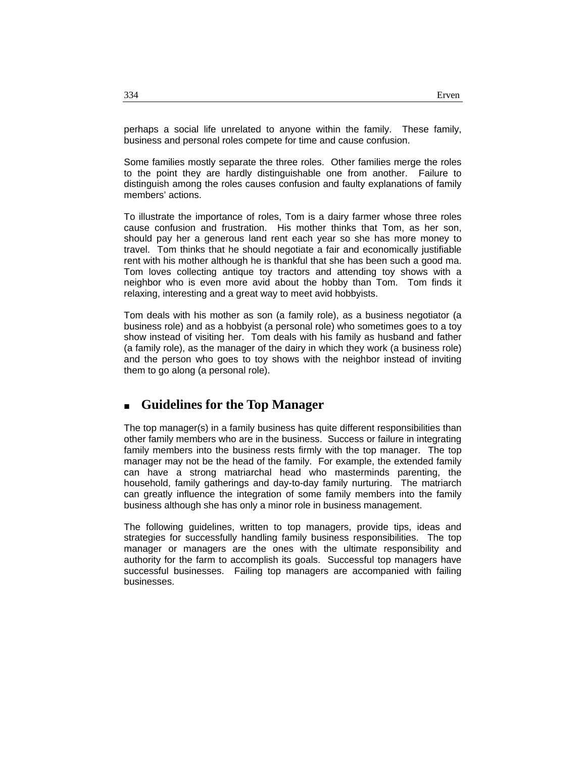perhaps a social life unrelated to anyone within the family. These family, business and personal roles compete for time and cause confusion.

Some families mostly separate the three roles. Other families merge the roles to the point they are hardly distinguishable one from another. Failure to distinguish among the roles causes confusion and faulty explanations of family members' actions.

To illustrate the importance of roles, Tom is a dairy farmer whose three roles cause confusion and frustration. His mother thinks that Tom, as her son, should pay her a generous land rent each year so she has more money to travel. Tom thinks that he should negotiate a fair and economically justifiable rent with his mother although he is thankful that she has been such a good ma. Tom loves collecting antique toy tractors and attending toy shows with a neighbor who is even more avid about the hobby than Tom. Tom finds it relaxing, interesting and a great way to meet avid hobbyists.

Tom deals with his mother as son (a family role), as a business negotiator (a business role) and as a hobbyist (a personal role) who sometimes goes to a toy show instead of visiting her. Tom deals with his family as husband and father (a family role), as the manager of the dairy in which they work (a business role) and the person who goes to toy shows with the neighbor instead of inviting them to go along (a personal role).

## Guidelines for the Top Manager

The top manager(s) in a family business has quite different responsibilities than other family members who are in the business. Success or failure in integrating family members into the business rests firmly with the top manager. The top manager may not be the head of the family. For example, the extended family can have a strong matriarchal head who masterminds parenting, the household, family gatherings and day-to-day family nurturing. The matriarch can greatly influence the integration of some family members into the family business although she has only a minor role in business management.

The following guidelines, written to top managers, provide tips, ideas and strategies for successfully handling family business responsibilities. The top manager or managers are the ones with the ultimate responsibility and authority for the farm to accomplish its goals. Successful top managers have successful businesses. Failing top managers are accompanied with failing businesses.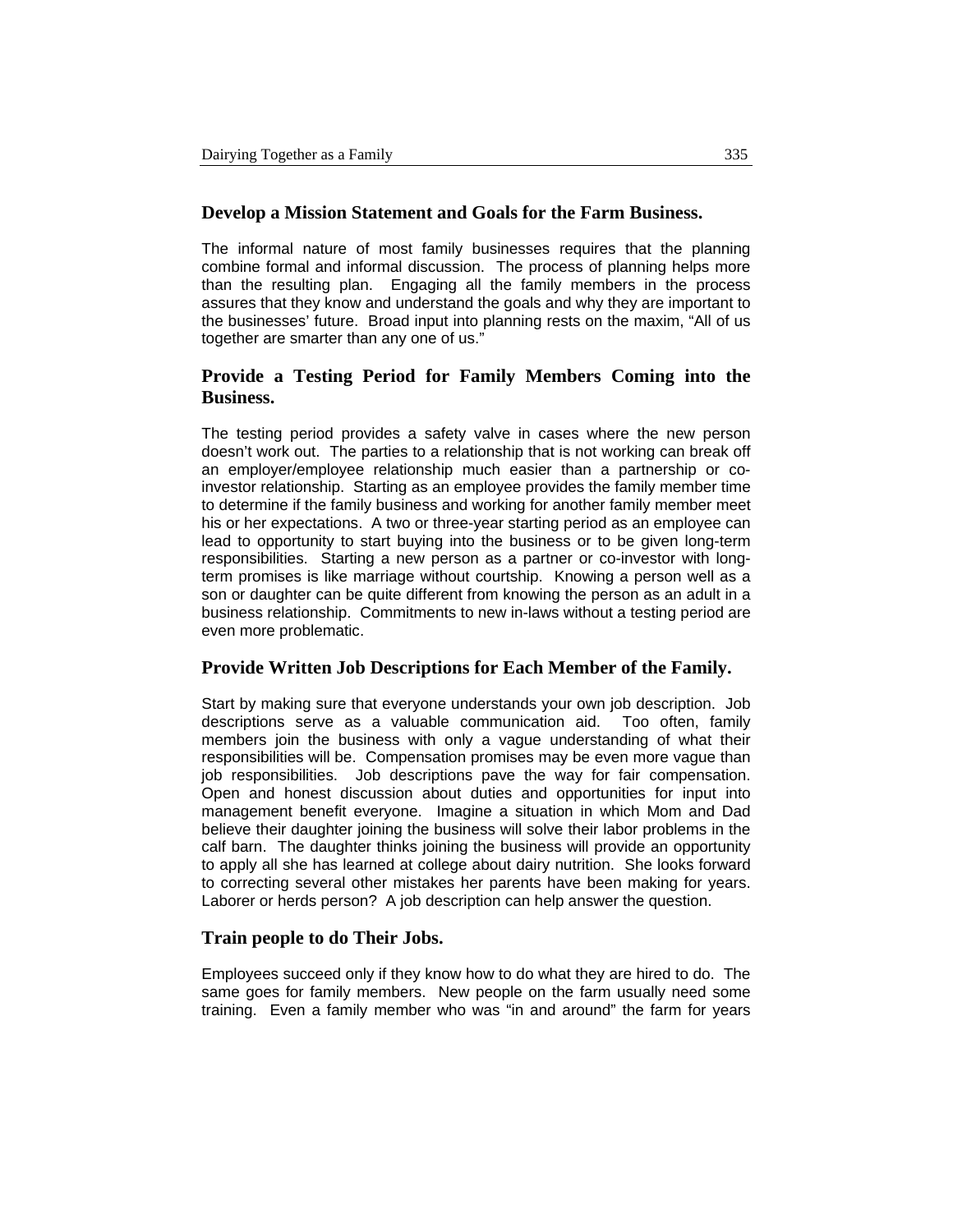## Develop a Mission Statement and Goals for the Farm Business.

The informal nature of most family businesses requires that the planning combine formal and informal discussion. The process of planning helps more than the resulting plan. Engaging all the family members in the process assures that they know and understand the goals and why they are important to the businesses' future. Broad input into planning rests on the maxim, "All of us together are smarter than any one of us."

## Provide a Testing Period for Family Members Coming into the Business.

The testing period provides a safety valve in cases where the new person doesn't work out. The parties to a relationship that is not working can break off an employer/employee relationship much easier than a partnership or co-investor relationship. Starting as an employee provides the family member time to determine if the family business and working for another family member meet his or her expectations. A two or three-year starting period as an employee can lead to opportunity to start buying into the business or to be given long-term responsibilities. Starting a new person as a partner or co-investor with long-term promises is like marriage without courtship. Knowing a person well as a son or daughter can be quite different from knowing the person as an adult in a business relationship. Commitments to new in-laws without a testing period are even more problematic.

## Provide Written Job Descriptions for Each Member of the Family.

Start by making sure that everyone understands your own job description. Job descriptions serve as a valuable communication aid. Too often, family members join the business with only a vague understanding of what their responsibilities will be. Compensation promises may be even more vague than job responsibilities. Job descriptions pave the way for fair compensation. Open and honest discussion about duties and opportunities for input into management benefit everyone. Imagine a situation in which Mom and Dad believe their daughter joining the business will solve their labor problems in the calf barn. The daughter thinks joining the business will provide an opportunity to apply all she has learned at college about dairy nutrition. She looks forward to correcting several other mistakes her parents have been making for years. Laborer or herds person? A job description can help answer the question.

## Train people to do Their Jobs.

Employees succeed only if they know how to do what they are hired to do. The same goes for family members. New people on the farm usually need some training. Even a family member who was "in and around" the farm for years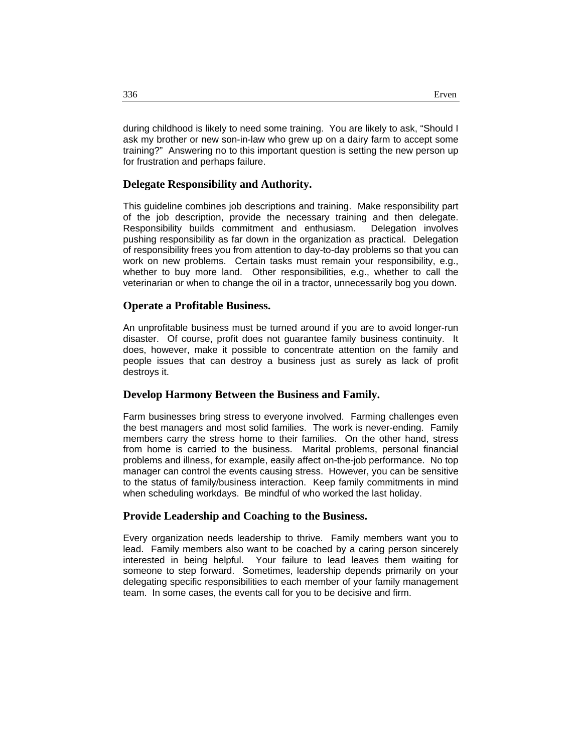during childhood is likely to need some training. You are likely to ask, "Should I ask my brother or new son-in-law who grew up on a dairy farm to accept some training?" Answering no to this important question is setting the new person up for frustration and perhaps failure.

### Delegate Responsibility and Authority.

This guideline combines job descriptions and training. Make responsibility part of the job description, provide the necessary training and then delegate. Responsibility builds commitment and enthusiasm. Delegation involves pushing responsibility as far down in the organization as practical. Delegation of responsibility frees you from attention to day-to-day problems so that you can work on new problems. Certain tasks must remain your responsibility, e.g., whether to buy more land. Other responsibilities, e.g., whether to call the veterinarian or when to change the oil in a tractor, unnecessarily bog you down.

### Operate a Profitable Business.

An unprofitable business must be turned around if you are to avoid longer-run disaster. Of course, profit does not guarantee family business continuity. It does, however, make it possible to concentrate attention on the family and people issues that can destroy a business just as surely as lack of profit destroys it.

### Develop Harmony Between the Business and Family.

Farm businesses bring stress to everyone involved. Farming challenges even the best managers and most solid families. The work is never-ending. Family members carry the stress home to their families. On the other hand, stress from home is carried to the business. Marital problems, personal financial problems and illness, for example, easily affect on-the-job performance. No top manager can control the events causing stress. However, you can be sensitive to the status of family/business interaction. Keep family commitments in mind when scheduling workdays. Be mindful of who worked the last holiday.

### Provide Leadership and Coaching to the Business.

Every organization needs leadership to thrive. Family members want you to lead. Family members also want to be coached by a caring person sincerely interested in being helpful. Your failure to lead leaves them waiting for someone to step forward. Sometimes, leadership depends primarily on your delegating specific responsibilities to each member of your family management team. In some cases, the events call for you to be decisive and firm.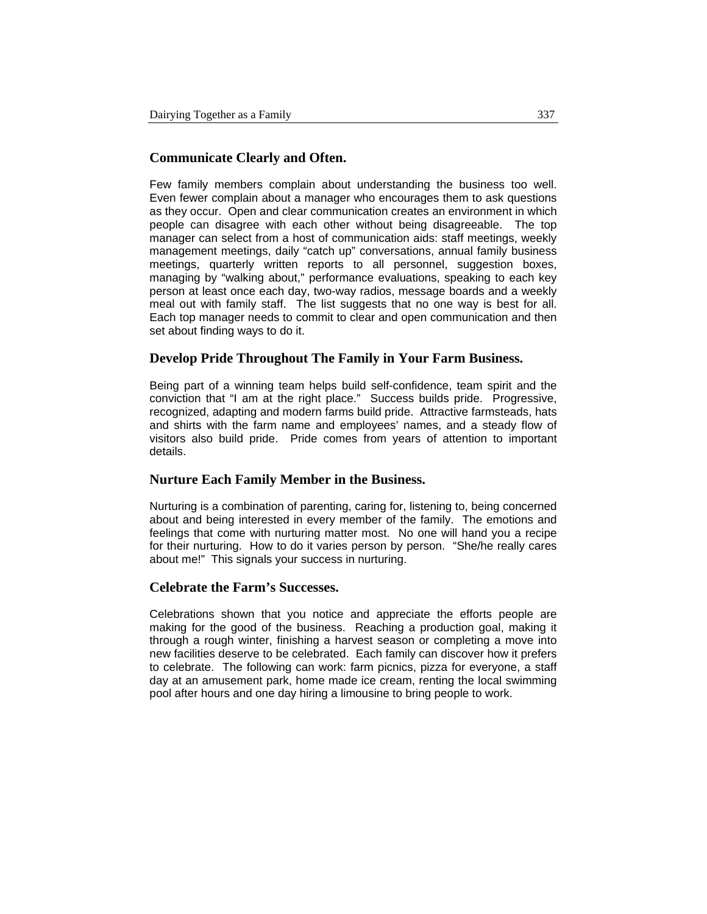### Communicate Clearly and Often.

Few family members complain about understanding the business too well. Even fewer complain about a manager who encourages them to ask questions as they occur. Open and clear communication creates an environment in which people can disagree with each other without being disagreeable. The top manager can select from a host of communication aids: staff meetings, weekly management meetings, daily "catch up" conversations, annual family business meetings, quarterly written reports to all personnel, suggestion boxes, managing by "walking about," performance evaluations, speaking to each key person at least once each day, two-way radios, message boards and a weekly meal out with family staff. The list suggests that no one way is best for all. Each top manager needs to commit to clear and open communication and then set about finding ways to do it.

### Develop Pride Throughout The Family in Your Farm Business.

Being part of a winning team helps build self-confidence, team spirit and the conviction that "I am at the right place." Success builds pride. Progressive, recognized, adapting and modern farms build pride. Attractive farmsteads, hats and shirts with the farm name and employees' names, and a steady flow of visitors also build pride. Pride comes from years of attention to important details.

### Nurture Each Family Member in the Business.

Nurturing is a combination of parenting, caring for, listening to, being concerned about and being interested in every member of the family. The emotions and feelings that come with nurturing matter most. No one will hand you a recipe for their nurturing. How to do it varies person by person. "She/he really cares about me!" This signals your success in nurturing.

### Celebrate the Farm's Successes.

Celebrations shown that you notice and appreciate the efforts people are making for the good of the business. Reaching a production goal, making it through a rough winter, finishing a harvest season or completing a move into new facilities deserve to be celebrated. Each family can discover how it prefers to celebrate. The following can work: farm picnics, pizza for everyone, a staff day at an amusement park, home made ice cream, renting the local swimming pool after hours and one day hiring a limousine to bring people to work.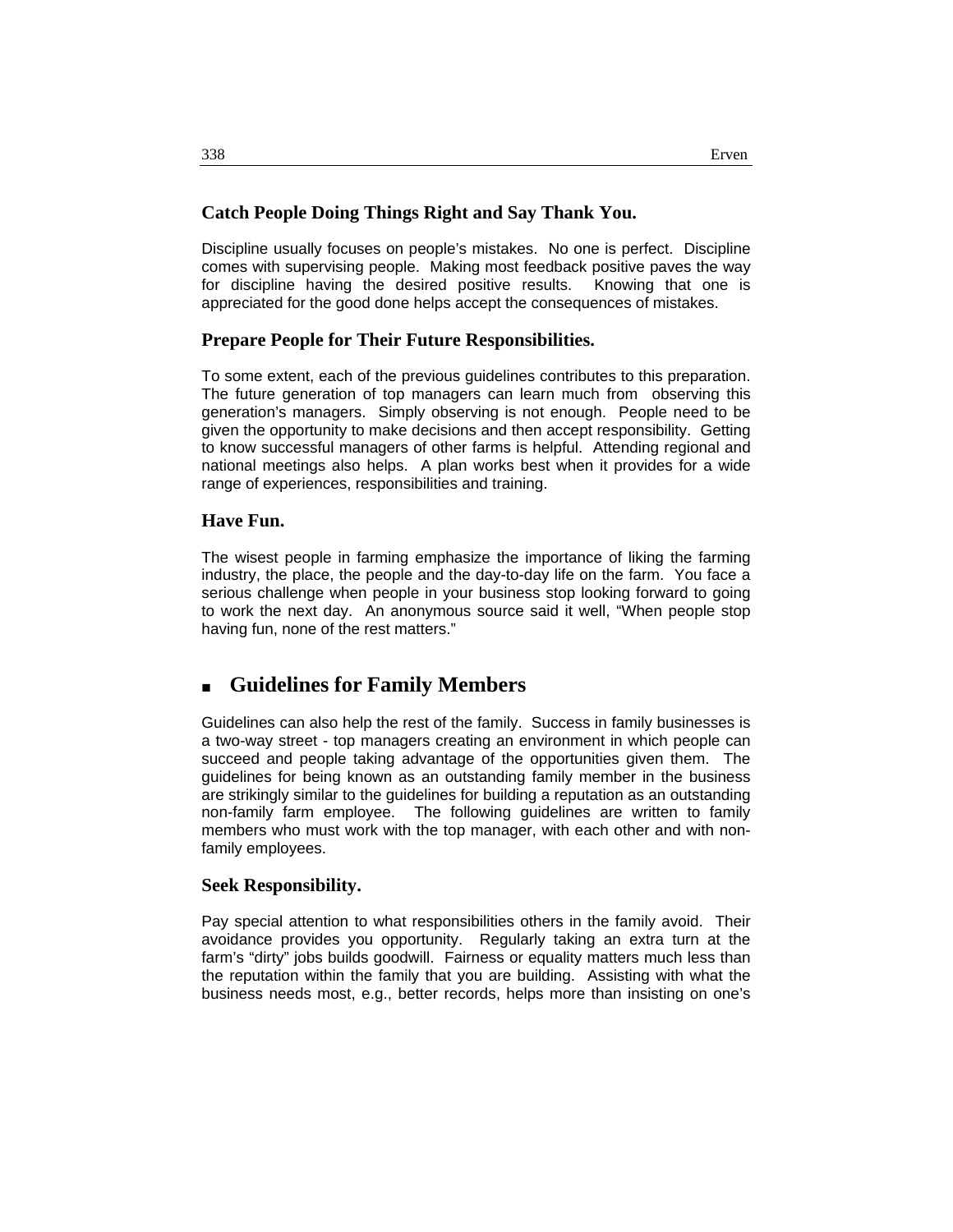### Catch People Doing Things Right and Say Thank You.

Discipline usually focuses on people's mistakes. No one is perfect. Discipline comes with supervising people. Making most feedback positive paves the way for discipline having the desired positive results. Knowing that one is appreciated for the good done helps accept the consequences of mistakes.

### Prepare People for Their Future Responsibilities.

To some extent, each of the previous guidelines contributes to this preparation. The future generation of top managers can learn much from observing this generation's managers. Simply observing is not enough. People need to be given the opportunity to make decisions and then accept responsibility. Getting to know successful managers of other farms is helpful. Attending regional and national meetings also helps. A plan works best when it provides for a wide range of experiences, responsibilities and training.

### Have Fun.

The wisest people in farming emphasize the importance of liking the farming industry, the place, the people and the day-to-day life on the farm. You face a serious challenge when people in your business stop looking forward to going to work the next day. An anonymous source said it well, "When people stop having fun, none of the rest matters."

## ■ Guidelines for Family Members

Guidelines can also help the rest of the family. Success in family businesses is a two-way street - top managers creating an environment in which people can succeed and people taking advantage of the opportunities given them. The guidelines for being known as an outstanding family member in the business are strikingly similar to the guidelines for building a reputation as an outstanding non-family farm employee. The following guidelines are written to family members who must work with the top manager, with each other and with non-family employees.

### Seek Responsibility.

Pay special attention to what responsibilities others in the family avoid. Their avoidance provides you opportunity. Regularly taking an extra turn at the farm's "dirty" jobs builds goodwill. Fairness or equality matters much less than the reputation within the family that you are building. Assisting with what the business needs most, e.g., better records, helps more than insisting on one's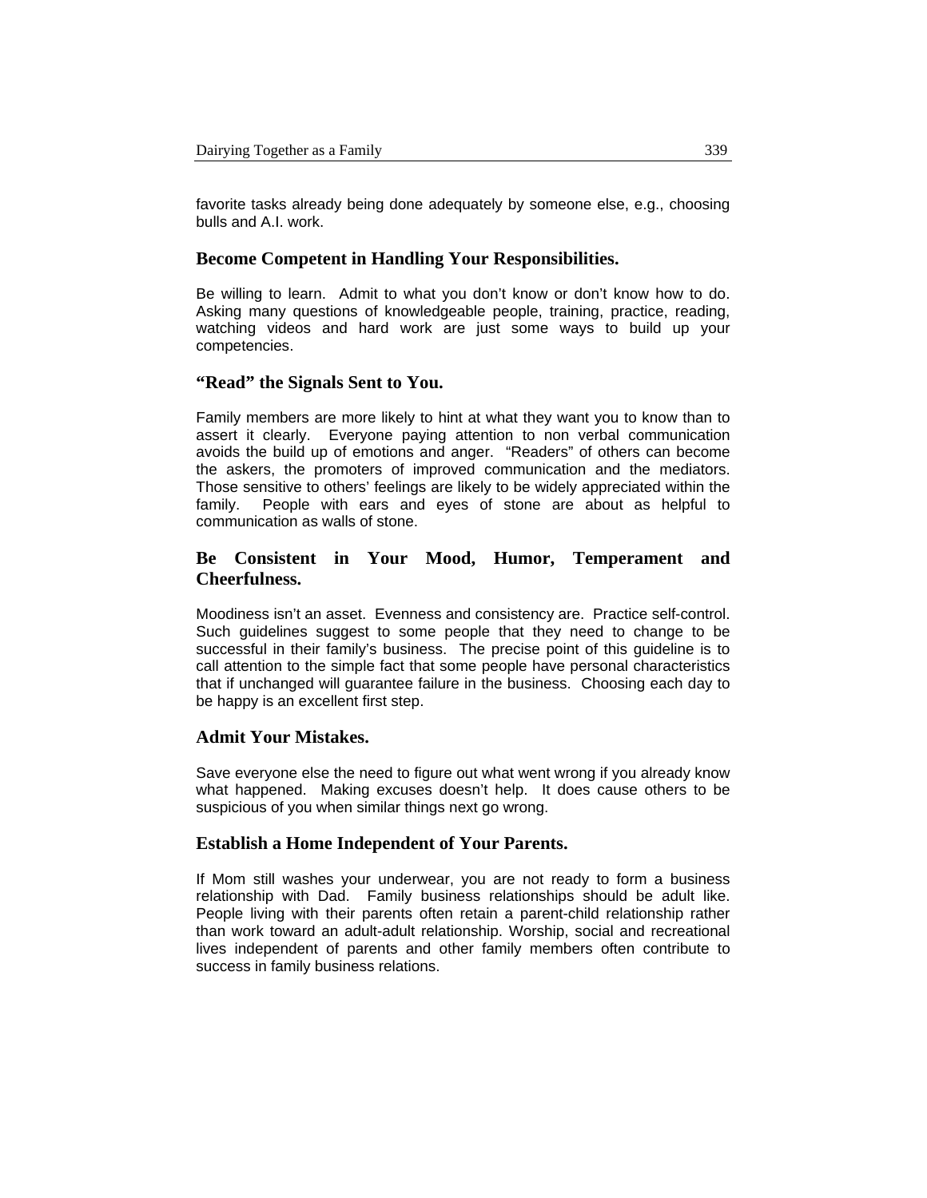favorite tasks already being done adequately by someone else, e.g., choosing bulls and A.I. work.

### Become Competent in Handling Your Responsibilities.

Be willing to learn. Admit to what you don't know or don't know how to do. Asking many questions of knowledgeable people, training, practice, reading, watching videos and hard work are just some ways to build up your competencies.

### "Read" the Signals Sent to You.

Family members are more likely to hint at what they want you to know than to assert it clearly. Everyone paying attention to non verbal communication avoids the build up of emotions and anger. "Readers" of others can become the askers, the promoters of improved communication and the mediators. Those sensitive to others' feelings are likely to be widely appreciated within the family. People with ears and eyes of stone are about as helpful to communication as walls of stone.

### Be Consistent in Your Mood, Humor, Temperament and Cheerfulness.

Moodiness isn't an asset. Evenness and consistency are. Practice self-control. Such guidelines suggest to some people that they need to change to be successful in their family's business. The precise point of this guideline is to call attention to the simple fact that some people have personal characteristics that if unchanged will guarantee failure in the business. Choosing each day to be happy is an excellent first step.

### Admit Your Mistakes.

Save everyone else the need to figure out what went wrong if you already know what happened. Making excuses doesn't help. It does cause others to be suspicious of you when similar things next go wrong.

### Establish a Home Independent of Your Parents.

If Mom still washes your underwear, you are not ready to form a business relationship with Dad. Family business relationships should be adult like. People living with their parents often retain a parent-child relationship rather than work toward an adult-adult relationship. Worship, social and recreational lives independent of parents and other family members often contribute to success in family business relations.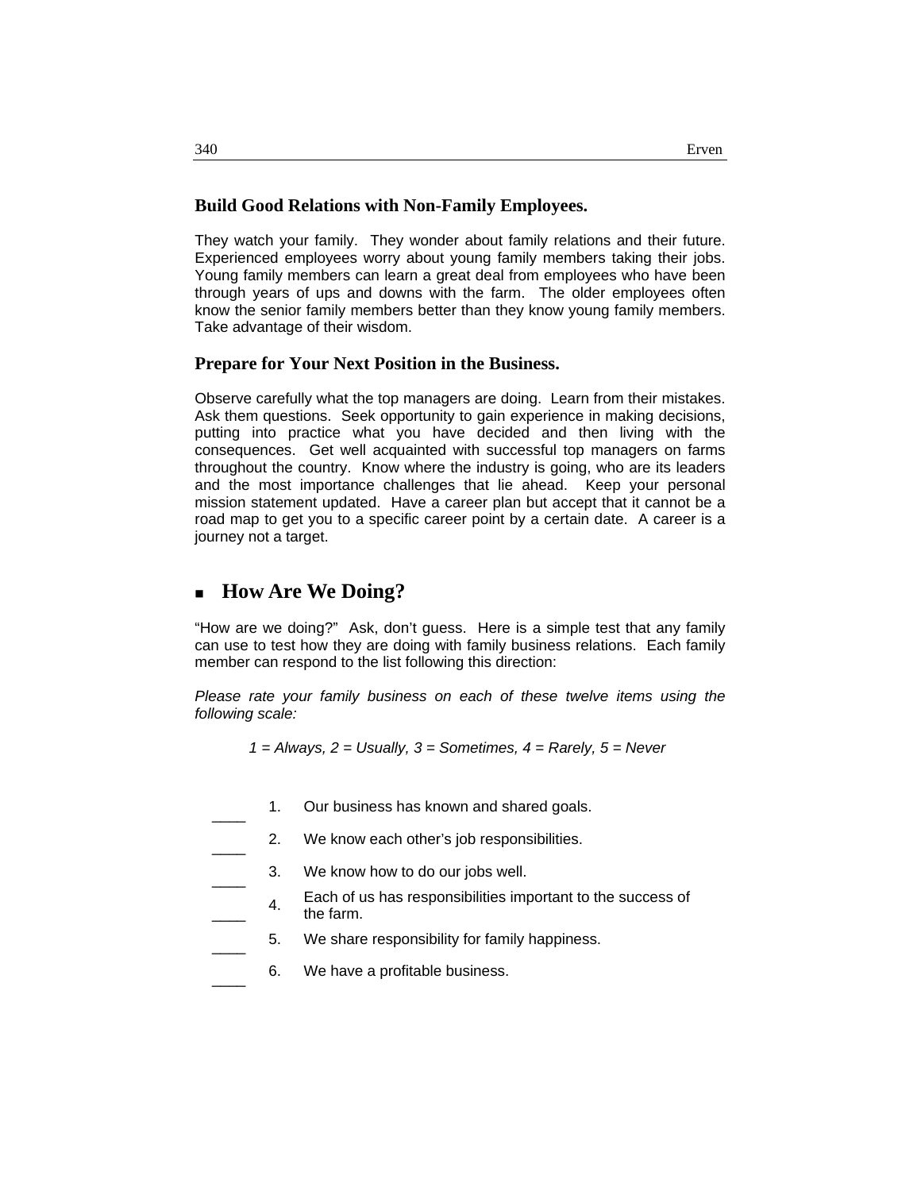### Build Good Relations with Non-Family Employees.

They watch your family. They wonder about family relations and their future. Experienced employees worry about young family members taking their jobs. Young family members can learn a great deal from employees who have been through years of ups and downs with the farm. The older employees often know the senior family members better than they know young family members. Take advantage of their wisdom.

### Prepare for Your Next Position in the Business.

Observe carefully what the top managers are doing. Learn from their mistakes. Ask them questions. Seek opportunity to gain experience in making decisions, putting into practice what you have decided and then living with the consequences. Get well acquainted with successful top managers on farms throughout the country. Know where the industry is going, who are its leaders and the most importance challenges that lie ahead. Keep your personal mission statement updated. Have a career plan but accept that it cannot be a road map to get you to a specific career point by a certain date. A career is a journey not a target.

## How Are We Doing?

"How are we doing?" Ask, don't guess. Here is a simple test that any family can use to test how they are doing with family business relations. Each family member can respond to the list following this direction:

*Please rate your family business on each of these twelve items using the following scale:*

*1 = Always, 2 = Usually, 3 = Sometimes, 4 = Rarely, 5 = Never*

____ 1. Our business has known and shared goals.

____ 2. We know each other's job responsibilities.

____ 3. We know how to do our jobs well.

____ 4. Each of us has responsibilities important to the success of the farm.

____ 5. We share responsibility for family happiness.

____ 6. We have a profitable business.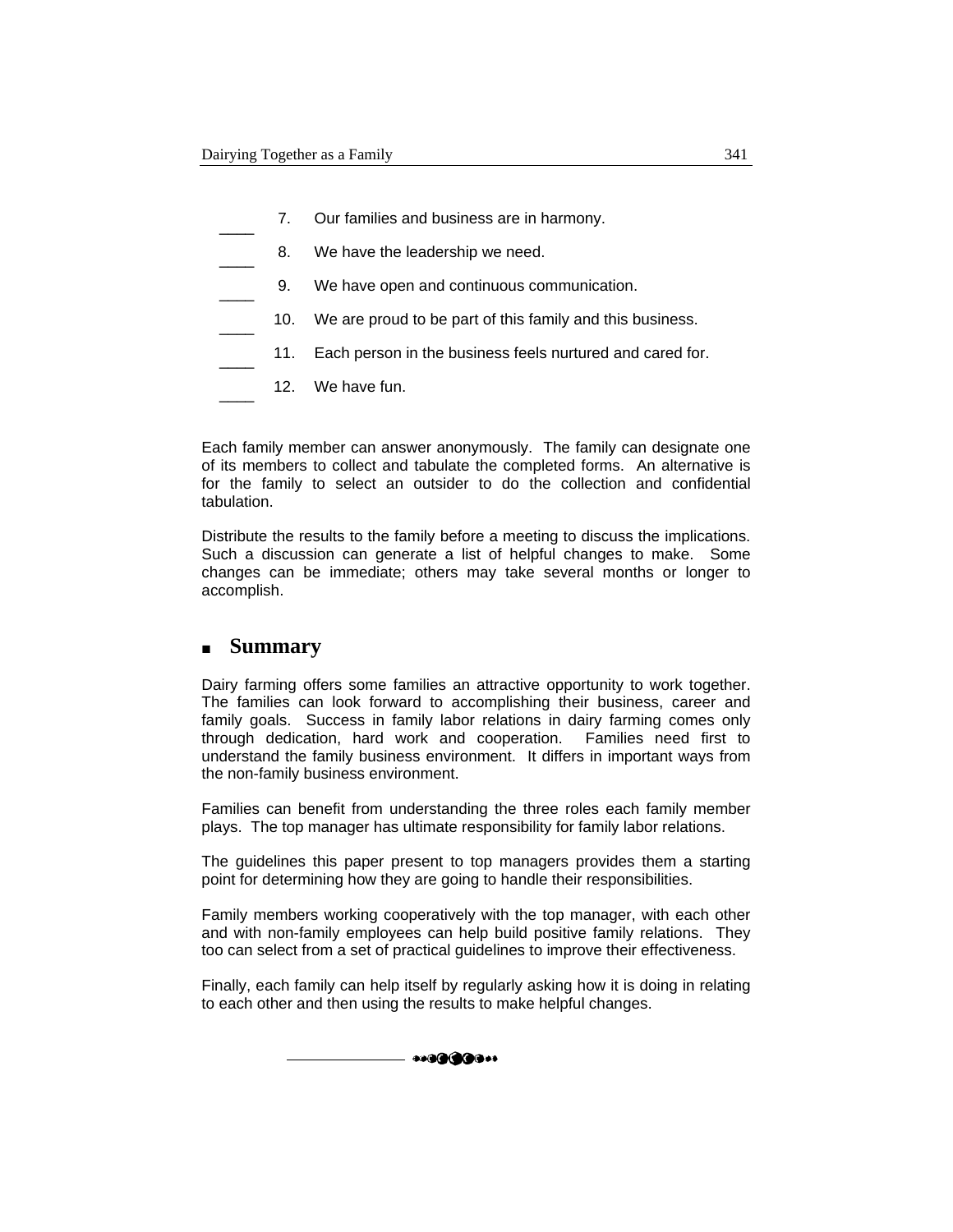____ 7. Our families and business are in harmony.

____ 8. We have the leadership we need.

____ 9. We have open and continuous communication.

____ 10. We are proud to be part of this family and this business.

____ 11. Each person in the business feels nurtured and cared for.

____ 12. We have fun.

Each family member can answer anonymously. The family can designate one of its members to collect and tabulate the completed forms. An alternative is for the family to select an outsider to do the collection and confidential tabulation.

Distribute the results to the family before a meeting to discuss the implications. Such a discussion can generate a list of helpful changes to make. Some changes can be immediate; others may take several months or longer to accomplish.

## Summary

Dairy farming offers some families an attractive opportunity to work together. The families can look forward to accomplishing their business, career and family goals. Success in family labor relations in dairy farming comes only through dedication, hard work and cooperation. Families need first to understand the family business environment. It differs in important ways from the non-family business environment.

Families can benefit from understanding the three roles each family member plays. The top manager has ultimate responsibility for family labor relations.

The guidelines this paper present to top managers provides them a starting point for determining how they are going to handle their responsibilities.

Family members working cooperatively with the top manager, with each other and with non-family employees can help build positive family relations. They too can select from a set of practical guidelines to improve their effectiveness.

Finally, each family can help itself by regularly asking how it is doing in relating to each other and then using the results to make helpful changes.